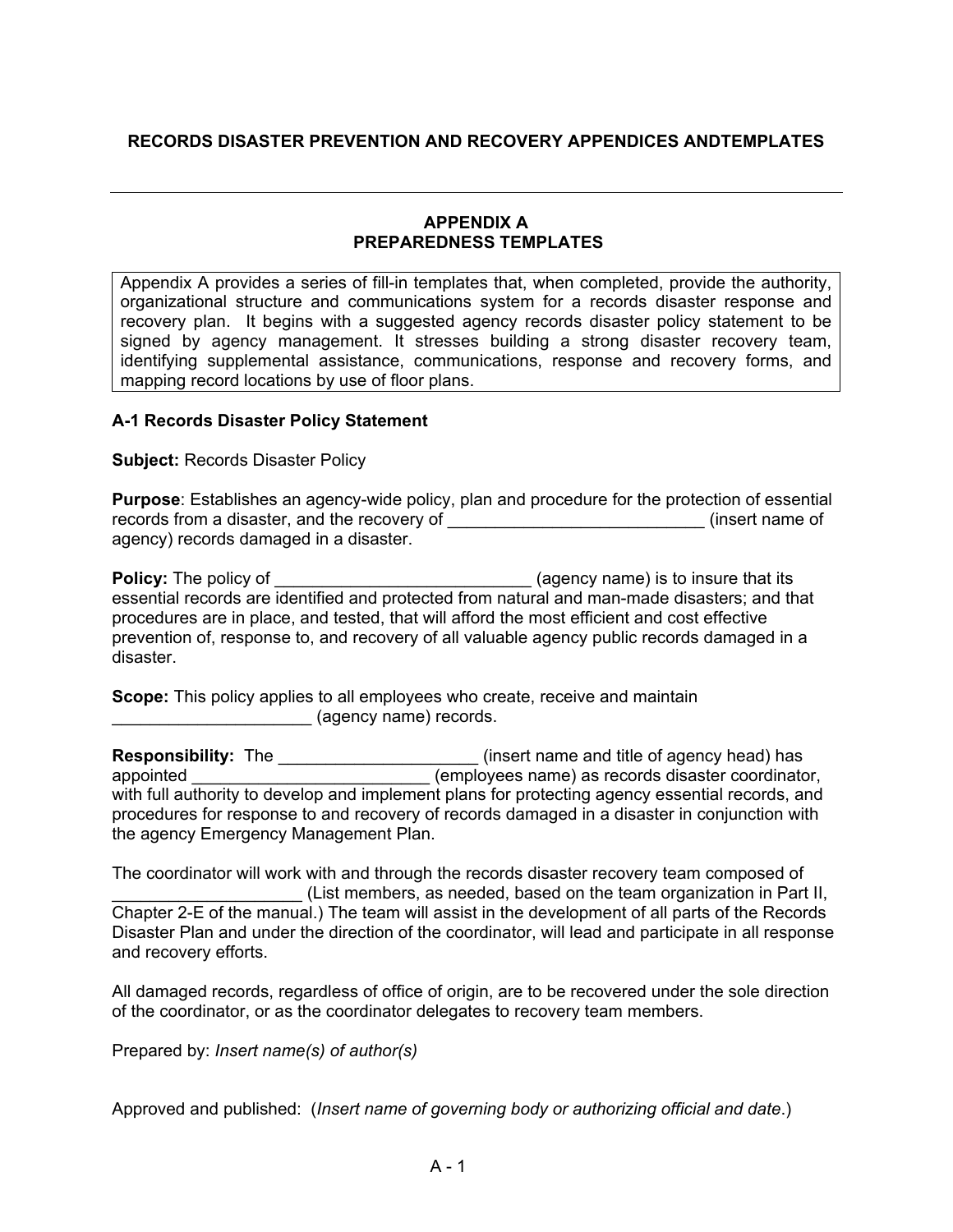## RECORDS DISASTER PREVENTION AND RECOVERY APPENDICES ANDTEMPLATES

---

### APPENDIX A
### PREPAREDNESS TEMPLATES

Appendix A provides a series of fill-in templates that, when completed, provide the authority, organizational structure and communications system for a records disaster response and recovery plan. It begins with a suggested agency records disaster policy statement to be signed by agency management. It stresses building a strong disaster recovery team, identifying supplemental assistance, communications, response and recovery forms, and mapping record locations by use of floor plans.

**A-1 Records Disaster Policy Statement**

**Subject:** Records Disaster Policy

**Purpose**: Establishes an agency-wide policy, plan and procedure for the protection of essential records from a disaster, and the recovery of ___________________________ (insert name of agency) records damaged in a disaster.

**Policy:** The policy of ___________________________ (agency name) is to insure that its essential records are identified and protected from natural and man-made disasters; and that procedures are in place, and tested, that will afford the most efficient and cost effective prevention of, response to, and recovery of all valuable agency public records damaged in a disaster.

**Scope:** This policy applies to all employees who create, receive and maintain _____________________ (agency name) records.

**Responsibility:** The _____________________ (insert name and title of agency head) has appointed _________________________ (employees name) as records disaster coordinator, with full authority to develop and implement plans for protecting agency essential records, and procedures for response to and recovery of records damaged in a disaster in conjunction with the agency Emergency Management Plan.

The coordinator will work with and through the records disaster recovery team composed of ____________________ (List members, as needed, based on the team organization in Part II, Chapter 2-E of the manual.) The team will assist in the development of all parts of the Records Disaster Plan and under the direction of the coordinator, will lead and participate in all response and recovery efforts.

All damaged records, regardless of office of origin, are to be recovered under the sole direction of the coordinator, or as the coordinator delegates to recovery team members.

Prepared by: *Insert name(s) of author(s)*

Approved and published: (*Insert name of governing body or authorizing official and date*.)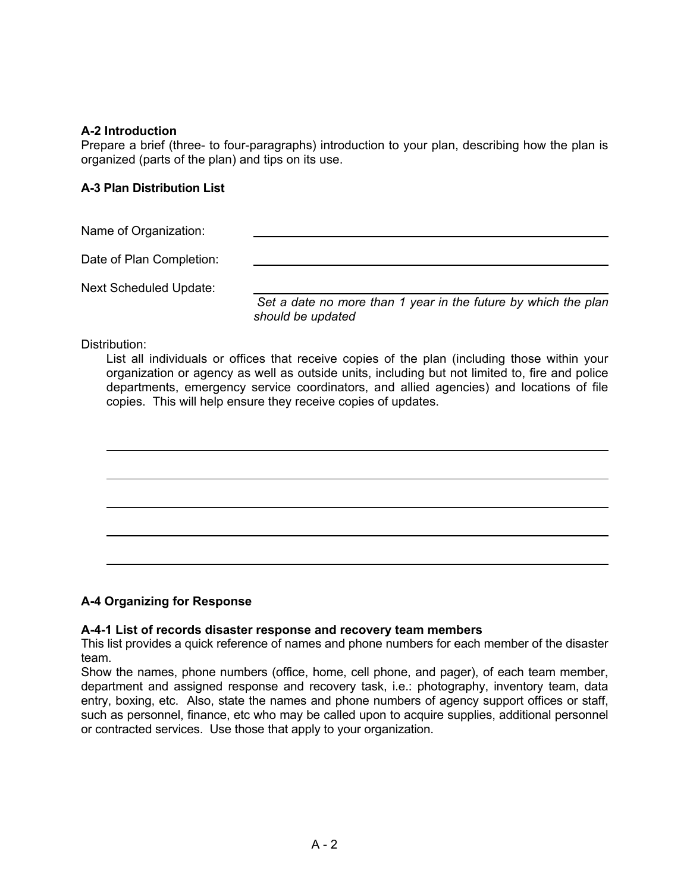**A-2 Introduction**
Prepare a brief (three- to four-paragraphs) introduction to your plan, describing how the plan is organized (parts of the plan) and tips on its use.

**A-3 Plan Distribution List**

Name of Organization: ______________________________

Date of Plan Completion: ______________________________

Next Scheduled Update: ______________________________
*Set a date no more than 1 year in the future by which the plan should be updated*

Distribution:

List all individuals or offices that receive copies of the plan (including those within your organization or agency as well as outside units, including but not limited to, fire and police departments, emergency service coordinators, and allied agencies) and locations of file copies. This will help ensure they receive copies of updates.

______________________________

______________________________

______________________________

______________________________

______________________________

**A-4 Organizing for Response**

**A-4-1 List of records disaster response and recovery team members**
This list provides a quick reference of names and phone numbers for each member of the disaster team.
Show the names, phone numbers (office, home, cell phone, and pager), of each team member, department and assigned response and recovery task, i.e.: photography, inventory team, data entry, boxing, etc. Also, state the names and phone numbers of agency support offices or staff, such as personnel, finance, etc who may be called upon to acquire supplies, additional personnel or contracted services. Use those that apply to your organization.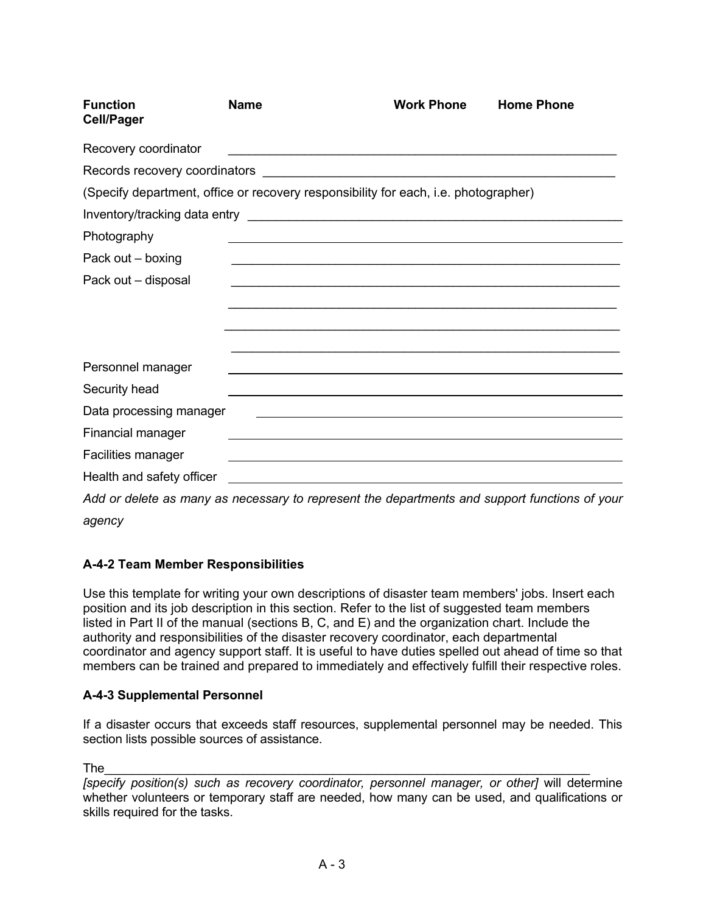**Function** **Name** **Work Phone** **Home Phone**
**Cell/Pager**

Recovery coordinator \_\_\_\_\_\_\_\_\_\_\_\_\_\_\_\_\_\_\_\_\_\_\_\_\_\_\_\_\_\_\_\_\_\_\_\_\_\_\_\_\_\_\_\_\_\_\_\_\_\_\_\_\_\_

Records recovery coordinators \_\_\_\_\_\_\_\_\_\_\_\_\_\_\_\_\_\_\_\_\_\_\_\_\_\_\_\_\_\_\_\_\_\_\_\_\_\_\_\_\_\_\_\_\_\_\_\_\_\_

(Specify department, office or recovery responsibility for each, i.e. photographer)

Inventory/tracking data entry \_\_\_\_\_\_\_\_\_\_\_\_\_\_\_\_\_\_\_\_\_\_\_\_\_\_\_\_\_\_\_\_\_\_\_\_\_\_\_\_\_\_\_\_\_\_\_\_\_\_\_\_

Photography \_\_\_\_\_\_\_\_\_\_\_\_\_\_\_\_\_\_\_\_\_\_\_\_\_\_\_\_\_\_\_\_\_\_\_\_\_\_\_\_\_\_\_\_\_\_\_\_\_\_\_\_\_\_

Pack out – boxing \_\_\_\_\_\_\_\_\_\_\_\_\_\_\_\_\_\_\_\_\_\_\_\_\_\_\_\_\_\_\_\_\_\_\_\_\_\_\_\_\_\_\_\_\_\_\_\_\_\_\_\_\_\_

Pack out – disposal \_\_\_\_\_\_\_\_\_\_\_\_\_\_\_\_\_\_\_\_\_\_\_\_\_\_\_\_\_\_\_\_\_\_\_\_\_\_\_\_\_\_\_\_\_\_\_\_\_\_\_\_\_\_

\_\_\_\_\_\_\_\_\_\_\_\_\_\_\_\_\_\_\_\_\_\_\_\_\_\_\_\_\_\_\_\_\_\_\_\_\_\_\_\_\_\_\_\_\_\_\_\_\_\_\_\_\_\_

\_\_\_\_\_\_\_\_\_\_\_\_\_\_\_\_\_\_\_\_\_\_\_\_\_\_\_\_\_\_\_\_\_\_\_\_\_\_\_\_\_\_\_\_\_\_\_\_\_\_\_\_\_\_

\_\_\_\_\_\_\_\_\_\_\_\_\_\_\_\_\_\_\_\_\_\_\_\_\_\_\_\_\_\_\_\_\_\_\_\_\_\_\_\_\_\_\_\_\_\_\_\_\_\_\_\_\_\_

Personnel manager \_\_\_\_\_\_\_\_\_\_\_\_\_\_\_\_\_\_\_\_\_\_\_\_\_\_\_\_\_\_\_\_\_\_\_\_\_\_\_\_\_\_\_\_\_\_\_\_\_\_\_\_\_\_

Security head \_\_\_\_\_\_\_\_\_\_\_\_\_\_\_\_\_\_\_\_\_\_\_\_\_\_\_\_\_\_\_\_\_\_\_\_\_\_\_\_\_\_\_\_\_\_\_\_\_\_\_\_\_\_

Data processing manager \_\_\_\_\_\_\_\_\_\_\_\_\_\_\_\_\_\_\_\_\_\_\_\_\_\_\_\_\_\_\_\_\_\_\_\_\_\_\_\_\_\_\_\_\_\_\_\_\_\_

Financial manager \_\_\_\_\_\_\_\_\_\_\_\_\_\_\_\_\_\_\_\_\_\_\_\_\_\_\_\_\_\_\_\_\_\_\_\_\_\_\_\_\_\_\_\_\_\_\_\_\_\_\_\_\_\_

Facilities manager \_\_\_\_\_\_\_\_\_\_\_\_\_\_\_\_\_\_\_\_\_\_\_\_\_\_\_\_\_\_\_\_\_\_\_\_\_\_\_\_\_\_\_\_\_\_\_\_\_\_\_\_\_\_

Health and safety officer \_\_\_\_\_\_\_\_\_\_\_\_\_\_\_\_\_\_\_\_\_\_\_\_\_\_\_\_\_\_\_\_\_\_\_\_\_\_\_\_\_\_\_\_\_\_\_\_\_\_\_\_\_\_

*Add or delete as many as necessary to represent the departments and support functions of your agency*

### A-4-2 Team Member Responsibilities

Use this template for writing your own descriptions of disaster team members' jobs. Insert each position and its job description in this section. Refer to the list of suggested team members listed in Part II of the manual (sections B, C, and E) and the organization chart. Include the authority and responsibilities of the disaster recovery coordinator, each departmental coordinator and agency support staff. It is useful to have duties spelled out ahead of time so that members can be trained and prepared to immediately and effectively fulfill their respective roles.

### A-4-3 Supplemental Personnel

If a disaster occurs that exceeds staff resources, supplemental personnel may be needed. This section lists possible sources of assistance.

The\_\_\_\_\_\_\_\_\_\_\_\_\_\_\_\_\_\_\_\_\_\_\_\_\_\_\_\_\_\_\_\_\_\_\_\_\_\_\_\_\_\_\_\_\_\_\_\_\_\_\_\_\_\_\_\_\_\_\_\_\_\_\_\_ *[specify position(s) such as recovery coordinator, personnel manager, or other]* will determine whether volunteers or temporary staff are needed, how many can be used, and qualifications or skills required for the tasks.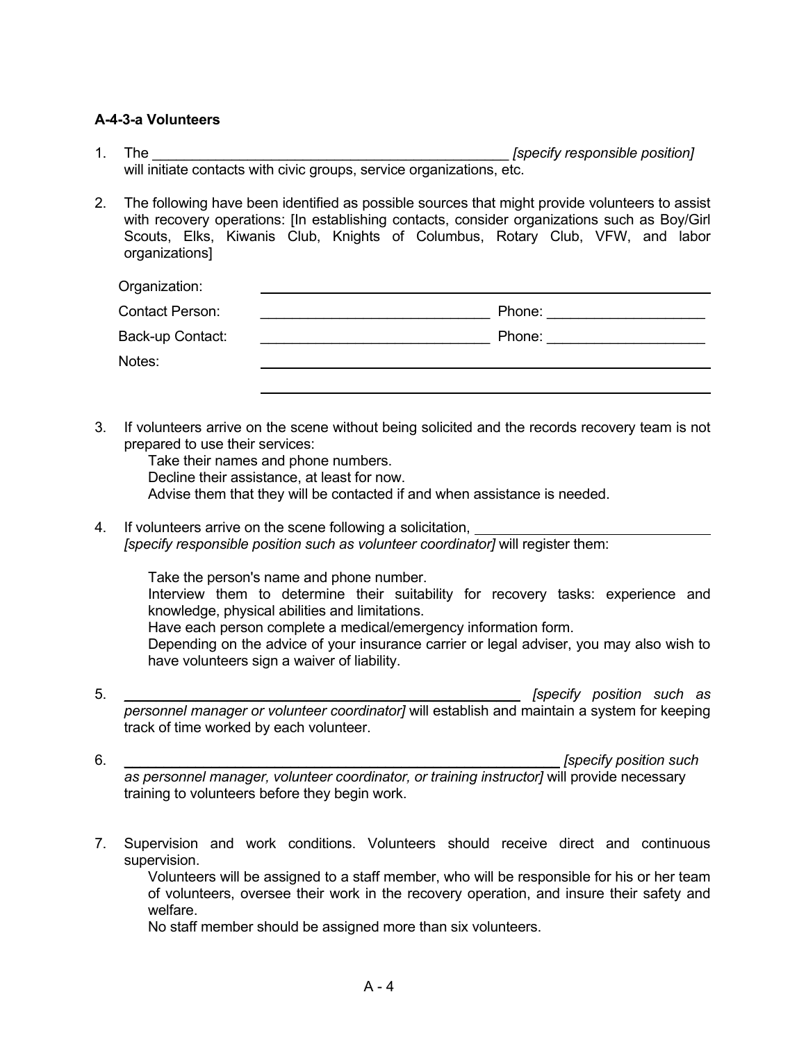**A-4-3-a Volunteers**

1. The ______________________________________________ *[specify responsible position]* will initiate contacts with civic groups, service organizations, etc.

2. The following have been identified as possible sources that might provide volunteers to assist with recovery operations: [In establishing contacts, consider organizations such as Boy/Girl Scouts, Elks, Kiwanis Club, Knights of Columbus, Rotary Club, VFW, and labor organizations]

   Organization: ____________________________________________________

   Contact Person: ______________________________ Phone: ____________________

   Back-up Contact: ______________________________ Phone: ____________________

   Notes: ____________________________________________________

   ____________________________________________________

3. If volunteers arrive on the scene without being solicited and the records recovery team is not prepared to use their services:

   Take their names and phone numbers.
   Decline their assistance, at least for now.
   Advise them that they will be contacted if and when assistance is needed.

4. If volunteers arrive on the scene following a solicitation, ______________________________ *[specify responsible position such as volunteer coordinator]* will register them:

   Take the person's name and phone number.
   Interview them to determine their suitability for recovery tasks: experience and knowledge, physical abilities and limitations.
   Have each person complete a medical/emergency information form.
   Depending on the advice of your insurance carrier or legal adviser, you may also wish to have volunteers sign a waiver of liability.

5. ____________________________________________________ *[specify position such as personnel manager or volunteer coordinator]* will establish and maintain a system for keeping track of time worked by each volunteer.

6. ____________________________________________________ *[specify position such as personnel manager, volunteer coordinator, or training instructor]* will provide necessary training to volunteers before they begin work.

7. Supervision and work conditions. Volunteers should receive direct and continuous supervision.

   Volunteers will be assigned to a staff member, who will be responsible for his or her team of volunteers, oversee their work in the recovery operation, and insure their safety and welfare.
   No staff member should be assigned more than six volunteers.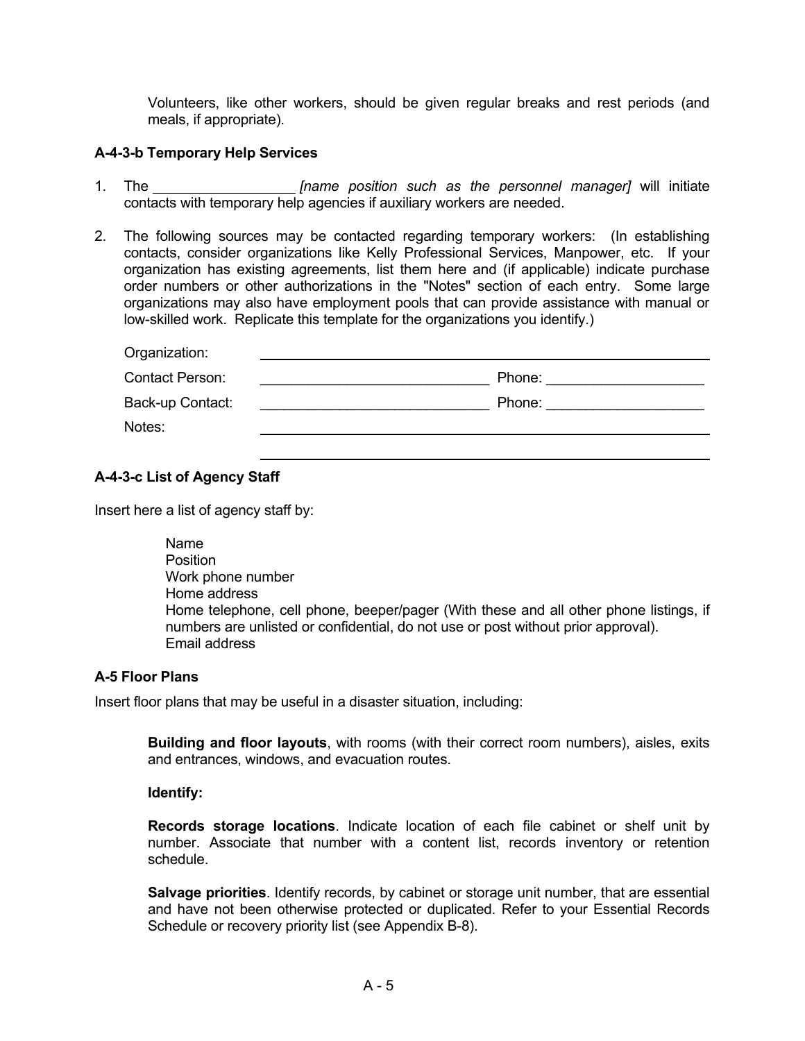Volunteers, like other workers, should be given regular breaks and rest periods (and meals, if appropriate).

### A-4-3-b Temporary Help Services

1. The __________________ *[name position such as the personnel manager]* will initiate contacts with temporary help agencies if auxiliary workers are needed.

2. The following sources may be contacted regarding temporary workers: (In establishing contacts, consider organizations like Kelly Professional Services, Manpower, etc. If your organization has existing agreements, list them here and (if applicable) indicate purchase order numbers or other authorizations in the "Notes" section of each entry. Some large organizations may also have employment pools that can provide assistance with manual or low-skilled work. Replicate this template for the organizations you identify.)

   Organization: ______________________________________________

   Contact Person: ______________________________ Phone: ____________________

   Back-up Contact: ______________________________ Phone: ____________________

   Notes: ______________________________________________

   ______________________________________________

### A-4-3-c List of Agency Staff

Insert here a list of agency staff by:

> Name
> Position
> Work phone number
> Home address
> Home telephone, cell phone, beeper/pager (With these and all other phone listings, if numbers are unlisted or confidential, do not use or post without prior approval).
> Email address

### A-5 Floor Plans

Insert floor plans that may be useful in a disaster situation, including:

**Building and floor layouts**, with rooms (with their correct room numbers), aisles, exits and entrances, windows, and evacuation routes.

**Identify:**

**Records storage locations**. Indicate location of each file cabinet or shelf unit by number. Associate that number with a content list, records inventory or retention schedule.

**Salvage priorities**. Identify records, by cabinet or storage unit number, that are essential and have not been otherwise protected or duplicated. Refer to your Essential Records Schedule or recovery priority list (see Appendix B-8).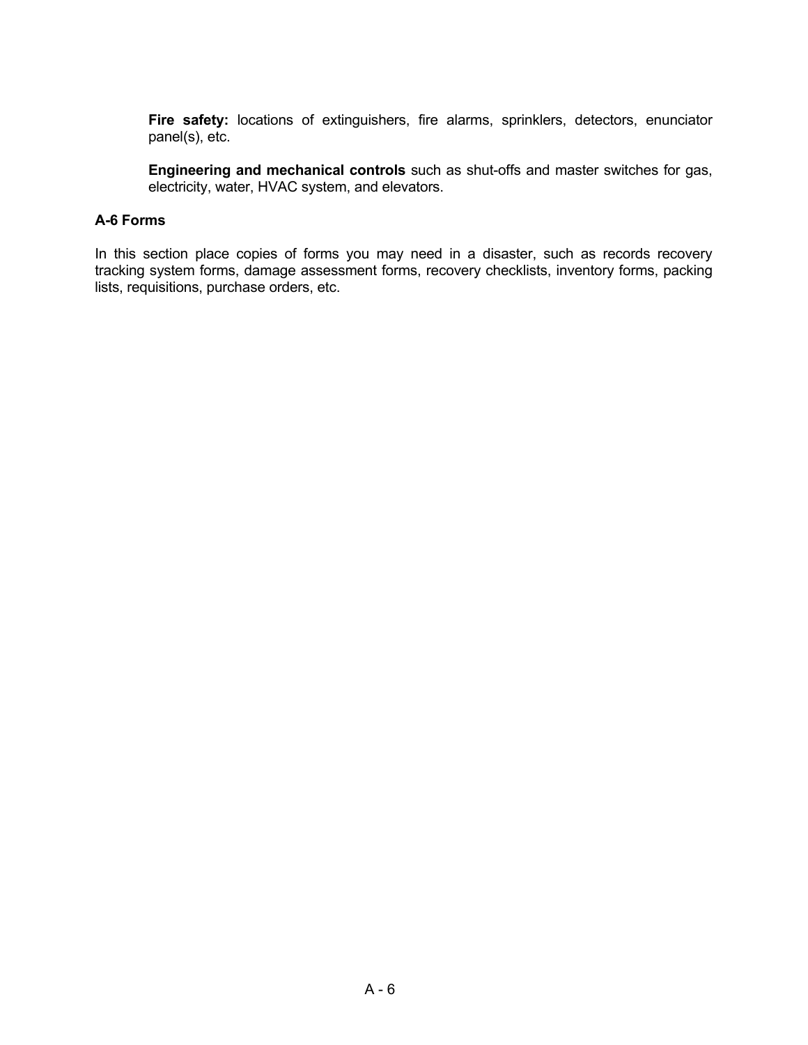**Fire safety:** locations of extinguishers, fire alarms, sprinklers, detectors, enunciator panel(s), etc.

**Engineering and mechanical controls** such as shut-offs and master switches for gas, electricity, water, HVAC system, and elevators.

### A-6 Forms

In this section place copies of forms you may need in a disaster, such as records recovery tracking system forms, damage assessment forms, recovery checklists, inventory forms, packing lists, requisitions, purchase orders, etc.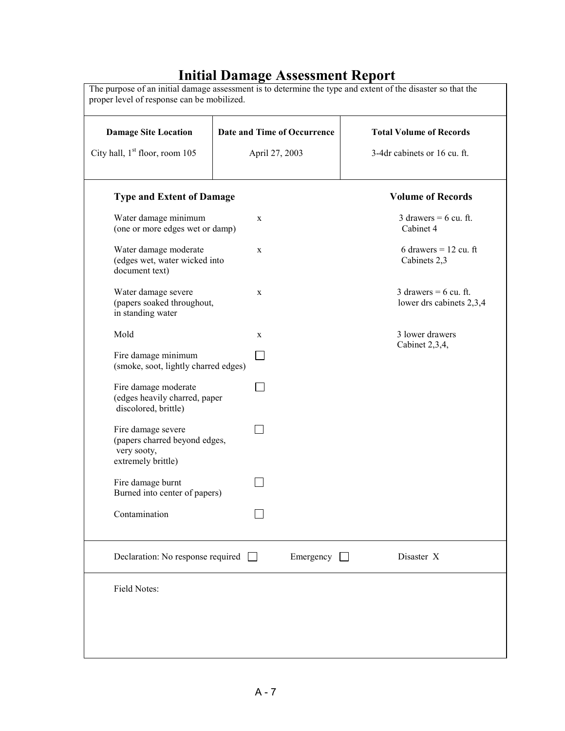# Initial Damage Assessment Report

The purpose of an initial damage assessment is to determine the type and extent of the disaster so that the proper level of response can be mobilized.

| Damage Site Location | Date and Time of Occurrence | Total Volume of Records |
|---|---|---|
| City hall, 1st floor, room 105 | April 27, 2003 | 3-4dr cabinets or 16 cu. ft. |

| Type and Extent of Damage | | Volume of Records |
|---|---|---|
| Water damage minimum (one or more edges wet or damp) | x | 3 drawers = 6 cu. ft. Cabinet 4 |
| Water damage moderate (edges wet, water wicked into document text) | x | 6 drawers = 12 cu. ft Cabinets 2,3 |
| Water damage severe (papers soaked throughout, in standing water | x | 3 drawers = 6 cu. ft. lower drs cabinets 2,3,4 |
| Mold | x | 3 lower drawers Cabinet 2,3,4, |
| Fire damage minimum (smoke, soot, lightly charred edges) | ☐ | |
| Fire damage moderate (edges heavily charred, paper discolored, brittle) | ☐ | |
| Fire damage severe (papers charred beyond edges, very sooty, extremely brittle) | ☐ | |
| Fire damage burnt Burned into center of papers) | ☐ | |
| Contamination | ☐ | |

Declaration: No response required ☐ Emergency ☐ Disaster X

Field Notes: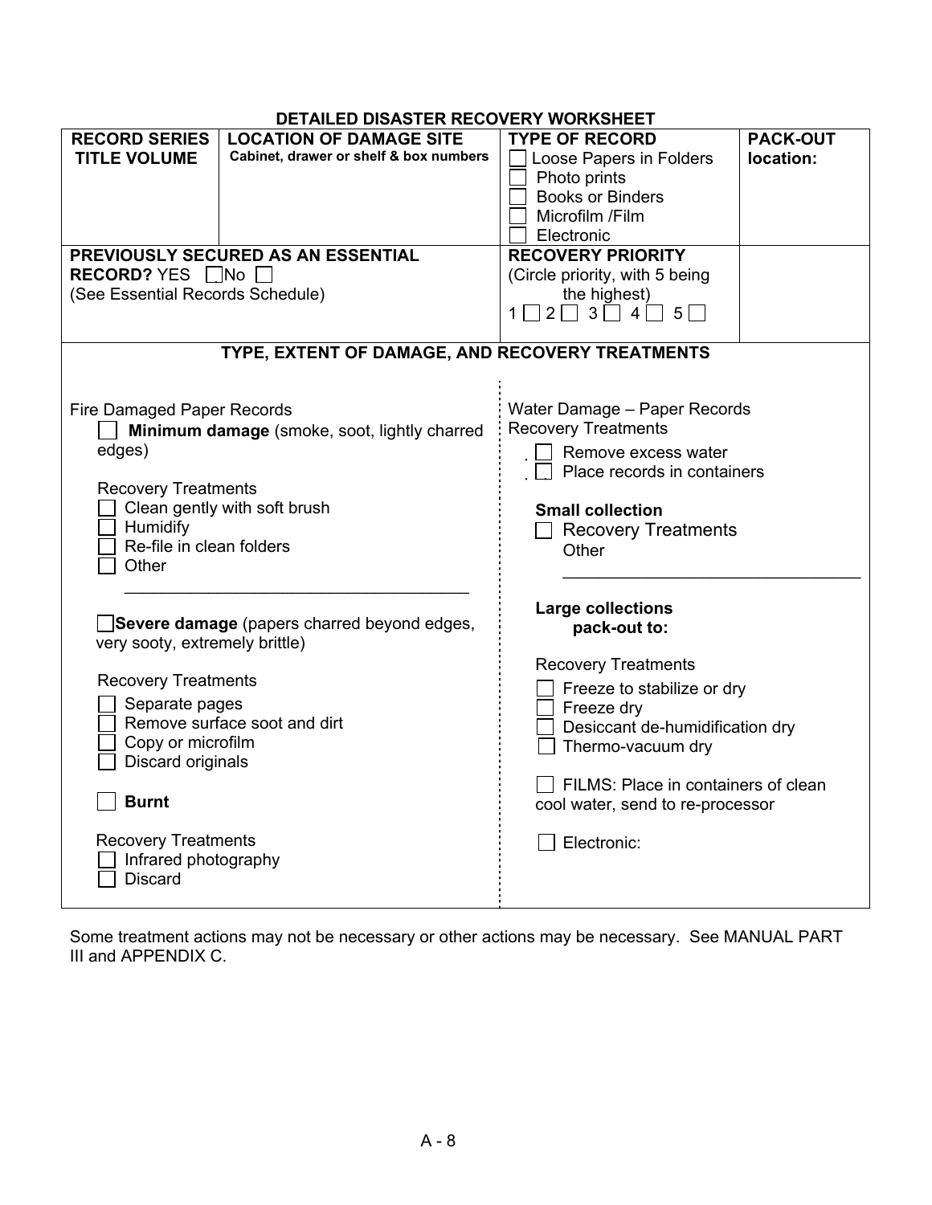## DETAILED DISASTER RECOVERY WORKSHEET

| RECORD SERIES TITLE VOLUME | LOCATION OF DAMAGE SITE<br>Cabinet, drawer or shelf & box numbers | TYPE OF RECORD | PACK-OUT location: |
|---|---|---|---|
| | | ☐ Loose Papers in Folders<br>☐ Photo prints<br>☐ Books or Binders<br>☐ Microfilm /Film<br>☐ Electronic | |
| **PREVIOUSLY SECURED AS AN ESSENTIAL RECORD?** YES ☐ No ☐<br>(See Essential Records Schedule) | | **RECOVERY PRIORITY**<br>(Circle priority, with 5 being the highest)<br>1 ☐ 2 ☐ 3 ☐ 4 ☐ 5 ☐ | |

### TYPE, EXTENT OF DAMAGE, AND RECOVERY TREATMENTS

Fire Damaged Paper Records

☐ **Minimum damage** (smoke, soot, lightly charred edges)

Recovery Treatments
- ☐ Clean gently with soft brush
- ☐ Humidify
- ☐ Re-file in clean folders
- ☐ Other

______________________________________

☐ **Severe damage** (papers charred beyond edges, very sooty, extremely brittle)

Recovery Treatments
- ☐ Separate pages
- ☐ Remove surface soot and dirt
- ☐ Copy or microfilm
- ☐ Discard originals

☐ **Burnt**

Recovery Treatments
- ☐ Infrared photography
- ☐ Discard

Water Damage – Paper Records
Recovery Treatments
- ☐ Remove excess water
- ☐ Place records in containers

**Small collection**
- ☐ Recovery Treatments
  Other

______________________________________

**Large collections pack-out to:**

Recovery Treatments
- ☐ Freeze to stabilize or dry
- ☐ Freeze dry
- ☐ Desiccant de-humidification dry
- ☐ Thermo-vacuum dry

☐ FILMS: Place in containers of clean cool water, send to re-processor

☐ Electronic:

Some treatment actions may not be necessary or other actions may be necessary. See MANUAL PART III and APPENDIX C.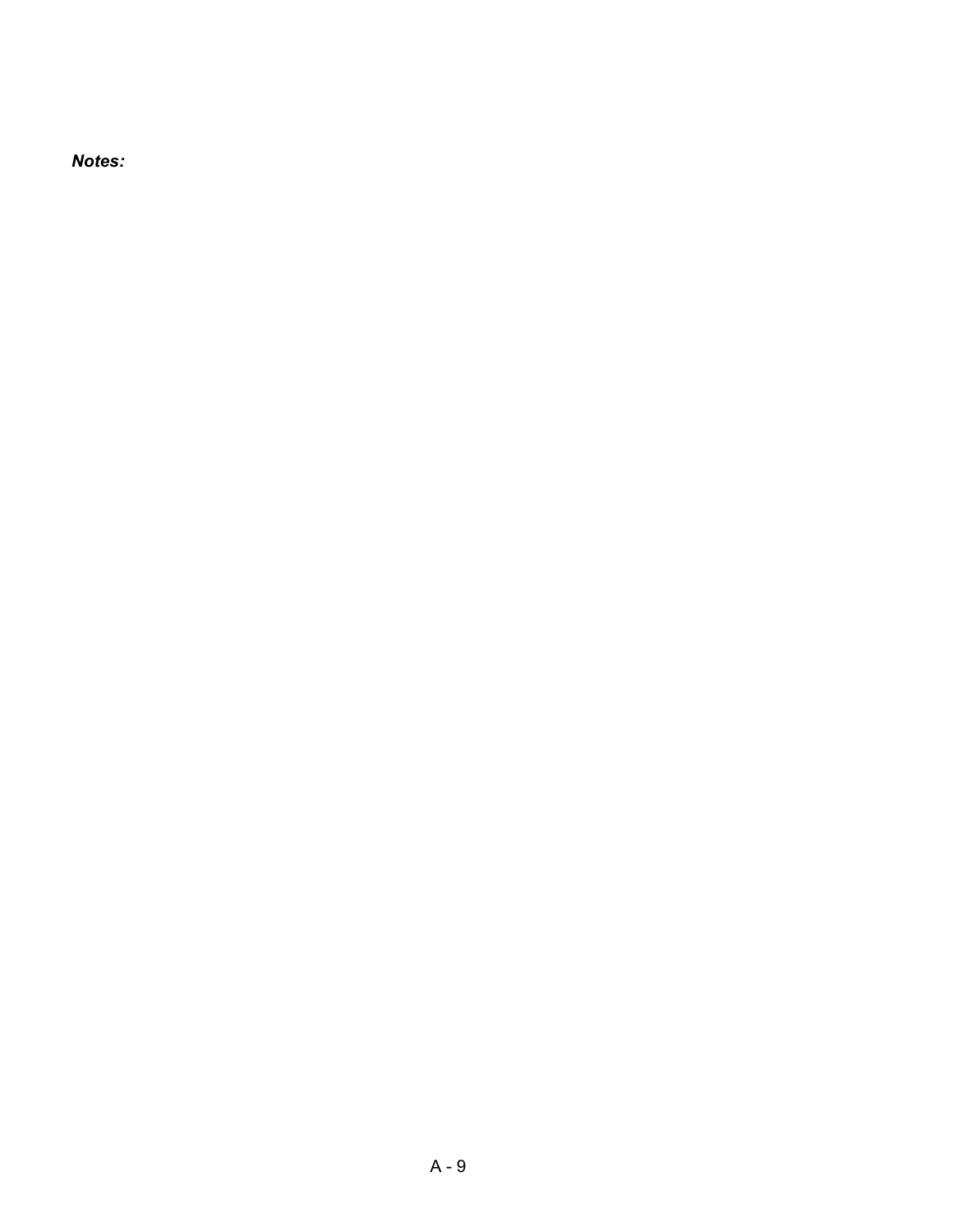***Notes:***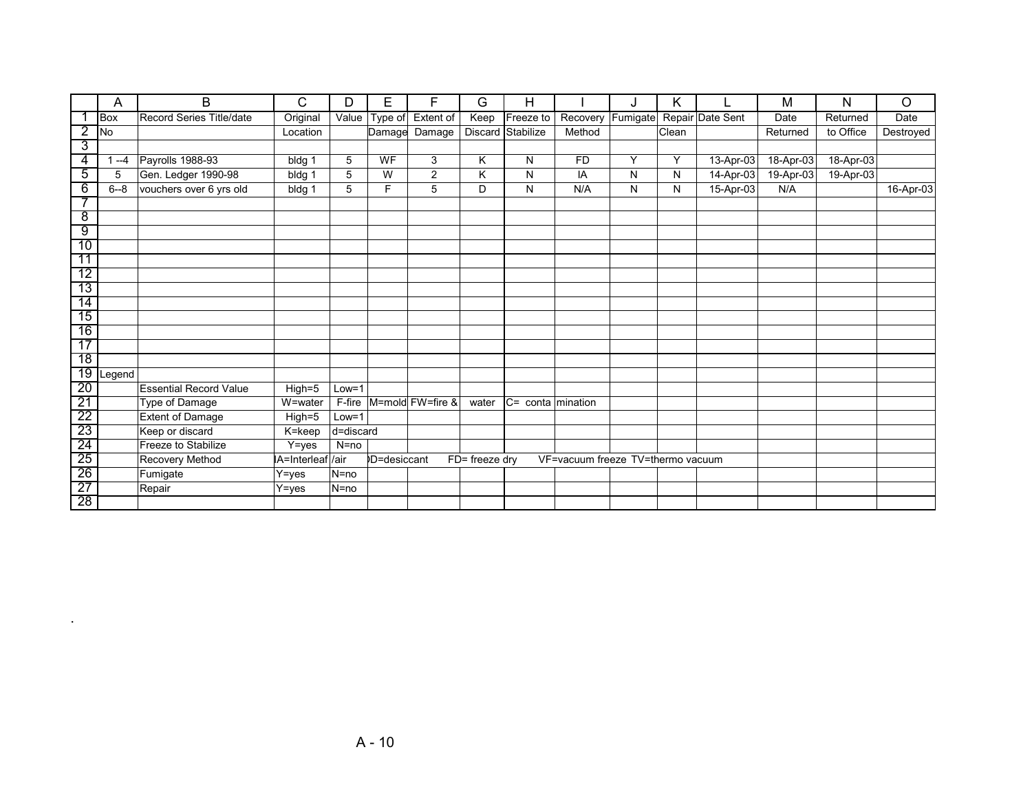| | A | B | C | D | E | F | G | H | I | J | K | L | M | N | O |
|---|---|---|---|---|---|---|---|---|---|---|---|---|---|---|---|
| 1 | Box | Record Series Title/date | Original | Value | Type of | Extent of | Keep | Freeze to | Recovery | Fumigate | Repair | Date Sent | Date | Returned | Date |
| 2 | No | | Location | | Damage | Damage | Discard | Stabilize | Method | | Clean | | Returned | to Office | Destroyed |
| 3 | | | | | | | | | | | | | | | |
| 4 | 1 --4 | Payrolls 1988-93 | bldg 1 | 5 | WF | 3 | K | N | FD | Y | Y | 13-Apr-03 | 18-Apr-03 | 18-Apr-03 | |
| 5 | 5 | Gen. Ledger 1990-98 | bldg 1 | 5 | W | 2 | K | N | IA | N | N | 14-Apr-03 | 19-Apr-03 | 19-Apr-03 | |
| 6 | 6--8 | vouchers over 6 yrs old | bldg 1 | 5 | F | 5 | D | N | N/A | N | N | 15-Apr-03 | N/A | | 16-Apr-03 |
| 7 | | | | | | | | | | | | | | | |
| 8 | | | | | | | | | | | | | | | |
| 9 | | | | | | | | | | | | | | | |
| 10 | | | | | | | | | | | | | | | |
| 11 | | | | | | | | | | | | | | | |
| 12 | | | | | | | | | | | | | | | |
| 13 | | | | | | | | | | | | | | | |
| 14 | | | | | | | | | | | | | | | |
| 15 | | | | | | | | | | | | | | | |
| 16 | | | | | | | | | | | | | | | |
| 17 | | | | | | | | | | | | | | | |
| 18 | | | | | | | | | | | | | | | |
| 19 | Legend | | | | | | | | | | | | | | |
| 20 | | Essential Record Value | High=5 | Low=1 | | | | | | | | | | | |
| 21 | | Type of Damage | W=water | F-fire | M=mold | FW=fire & | water | C= conta | mination | | | | | | |
| 22 | | Extent of Damage | High=5 | Low=1 | | | | | | | | | | | |
| 23 | | Keep or discard | K=keep | d=discard | | | | | | | | | | | |
| 24 | | Freeze to Stabilize | Y=yes | N=no | | | | | | | | | | | |
| 25 | | Recovery Method | IA=Interleaf | /air | D=desiccant | | FD= freeze dry | | VF=vacuum freeze | TV=thermo vacuum | | | | | |
| 26 | | Fumigate | Y=yes | N=no | | | | | | | | | | | |
| 27 | | Repair | Y=yes | N=no | | | | | | | | | | | |
| 28 | | | | | | | | | | | | | | | |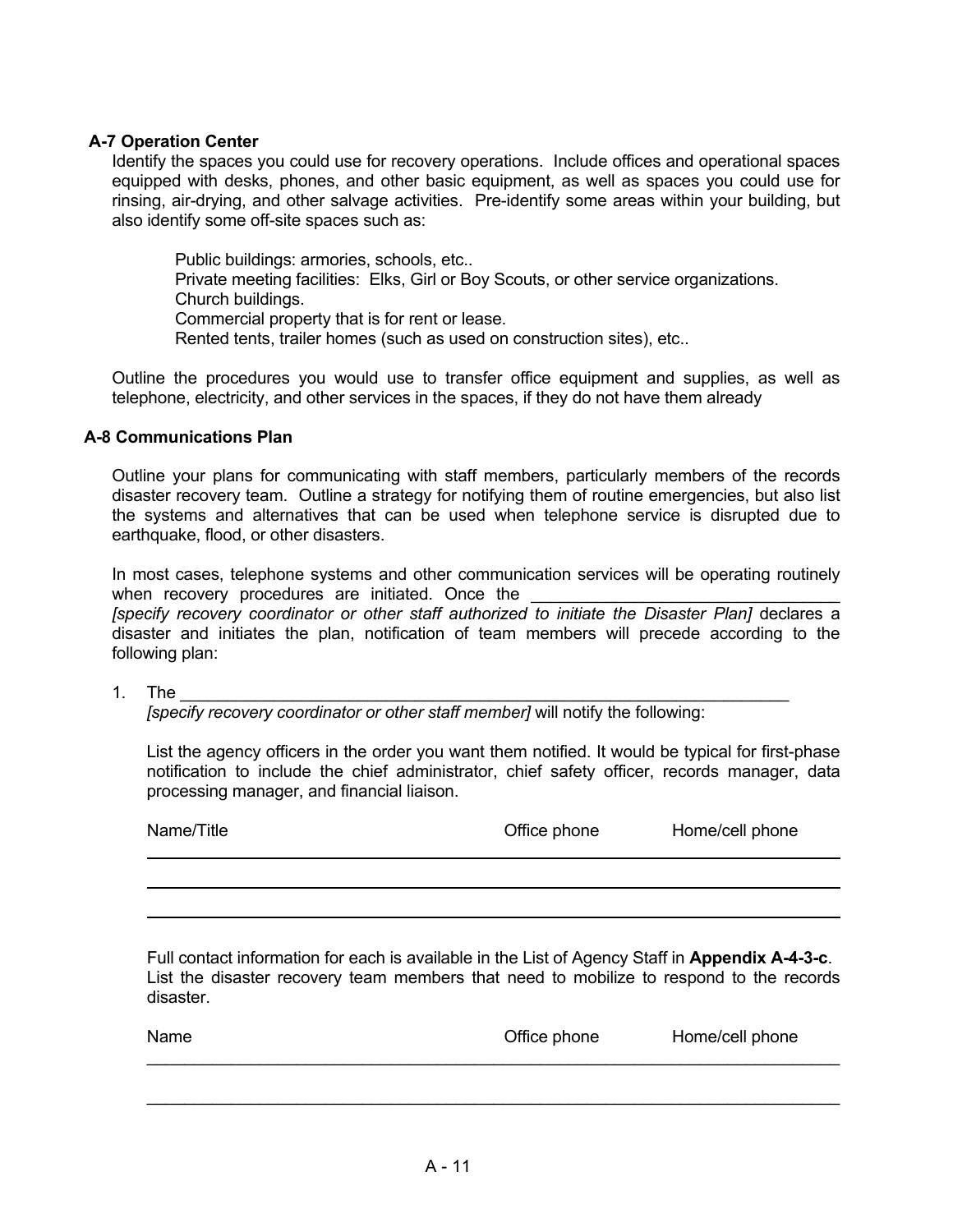**A-7 Operation Center**

Identify the spaces you could use for recovery operations. Include offices and operational spaces equipped with desks, phones, and other basic equipment, as well as spaces you could use for rinsing, air-drying, and other salvage activities. Pre-identify some areas within your building, but also identify some off-site spaces such as:

> Public buildings: armories, schools, etc..
> Private meeting facilities: Elks, Girl or Boy Scouts, or other service organizations.
> Church buildings.
> Commercial property that is for rent or lease.
> Rented tents, trailer homes (such as used on construction sites), etc..

Outline the procedures you would use to transfer office equipment and supplies, as well as telephone, electricity, and other services in the spaces, if they do not have them already

**A-8 Communications Plan**

Outline your plans for communicating with staff members, particularly members of the records disaster recovery team. Outline a strategy for notifying them of routine emergencies, but also list the systems and alternatives that can be used when telephone service is disrupted due to earthquake, flood, or other disasters.

In most cases, telephone systems and other communication services will be operating routinely when recovery procedures are initiated. Once the ________________________________ *[specify recovery coordinator or other staff authorized to initiate the Disaster Plan]* declares a disaster and initiates the plan, notification of team members will precede according to the following plan:

1. The ____________________________________________________________________ *[specify recovery coordinator or other staff member]* will notify the following:

   List the agency officers in the order you want them notified. It would be typical for first-phase notification to include the chief administrator, chief safety officer, records manager, data processing manager, and financial liaison.

   | Name/Title | Office phone | Home/cell phone |
   |---|---|---|
   | | | |
   | | | |
   | | | |

   Full contact information for each is available in the List of Agency Staff in **Appendix A-4-3-c**. List the disaster recovery team members that need to mobilize to respond to the records disaster.

   | Name | Office phone | Home/cell phone |
   |---|---|---|
   | | | |
   | | | |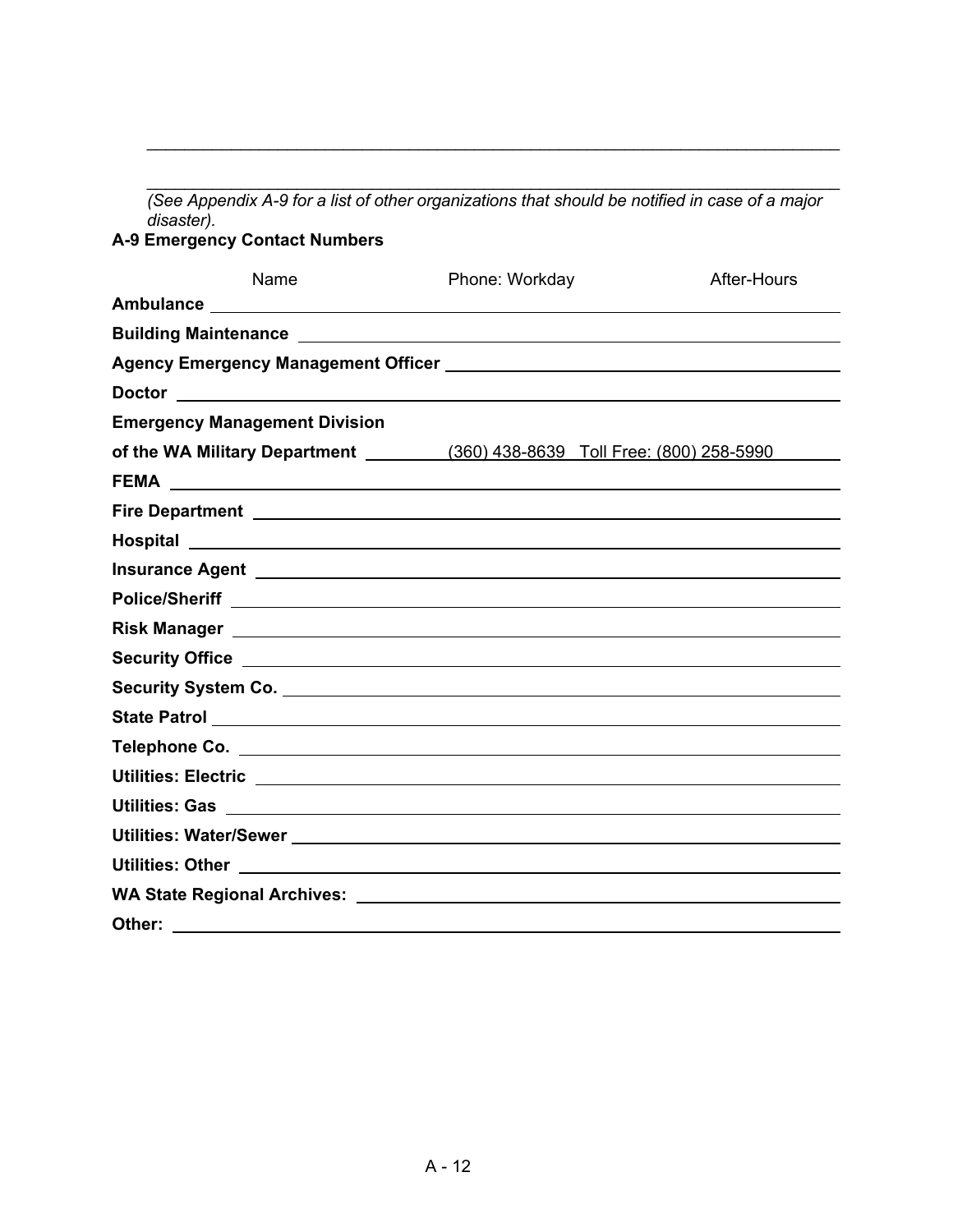_______________________________________________________________________

_______________________________________________________________________
*(See Appendix A-9 for a list of other organizations that should be notified in case of a major disaster).*

**A-9 Emergency Contact Numbers**

| | Name | Phone: Workday | After-Hours |
|---|---|---|---|
| **Ambulance** | | | |
| **Building Maintenance** | | | |
| **Agency Emergency Management Officer** | | | |
| **Doctor** | | | |
| **Emergency Management Division of the WA Military Department** | | (360) 438-8639 | Toll Free: (800) 258-5990 |
| **FEMA** | | | |
| **Fire Department** | | | |
| **Hospital** | | | |
| **Insurance Agent** | | | |
| **Police/Sheriff** | | | |
| **Risk Manager** | | | |
| **Security Office** | | | |
| **Security System Co.** | | | |
| **State Patrol** | | | |
| **Telephone Co.** | | | |
| **Utilities: Electric** | | | |
| **Utilities: Gas** | | | |
| **Utilities: Water/Sewer** | | | |
| **Utilities: Other** | | | |
| **WA State Regional Archives:** | | | |
| **Other:** | | | |